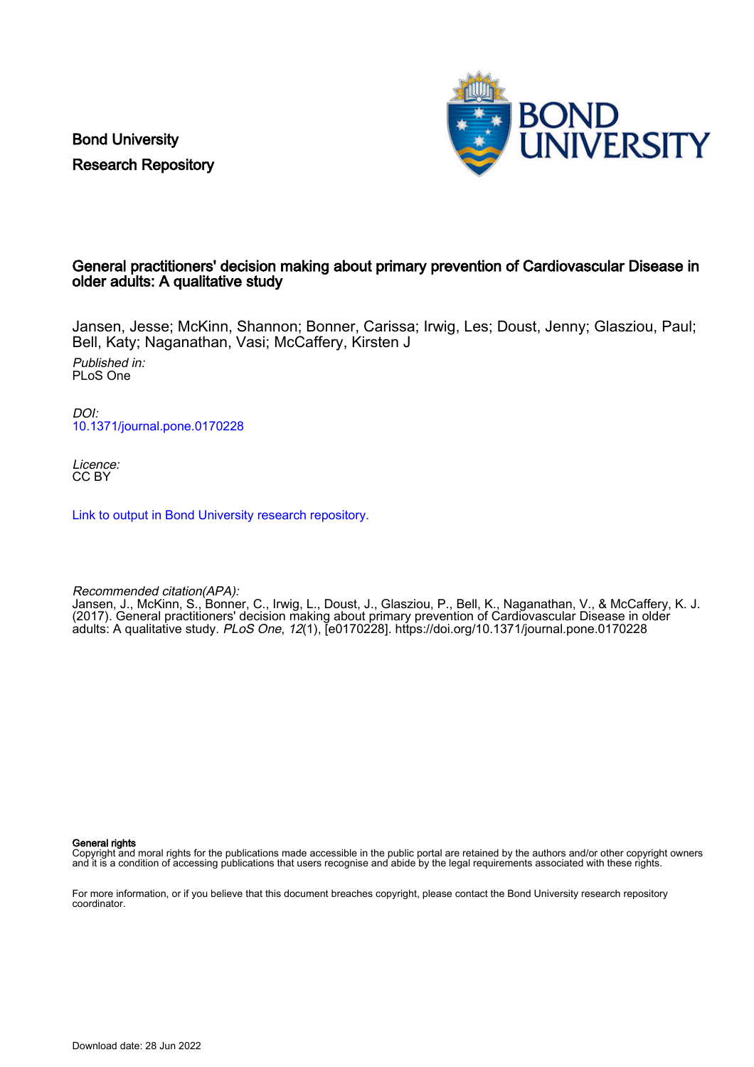Bond University
Research Repository

# General practitioners' decision making about primary prevention of Cardiovascular Disease in older adults: A qualitative study

Jansen, Jesse; McKinn, Shannon; Bonner, Carissa; Irwig, Les; Doust, Jenny; Glasziou, Paul; Bell, Katy; Naganathan, Vasi; McCaffery, Kirsten J

*Published in:*
PLoS One

*DOI:*
10.1371/journal.pone.0170228

*Licence:*
CC BY

Link to output in Bond University research repository.

*Recommended citation(APA):*
Jansen, J., McKinn, S., Bonner, C., Irwig, L., Doust, J., Glasziou, P., Bell, K., Naganathan, V., & McCaffery, K. J. (2017). General practitioners' decision making about primary prevention of Cardiovascular Disease in older adults: A qualitative study. *PLoS One*, *12*(1), [e0170228]. https://doi.org/10.1371/journal.pone.0170228

**General rights**
Copyright and moral rights for the publications made accessible in the public portal are retained by the authors and/or other copyright owners and it is a condition of accessing publications that users recognise and abide by the legal requirements associated with these rights.

For more information, or if you believe that this document breaches copyright, please contact the Bond University research repository coordinator.

Download date: 28 Jun 2022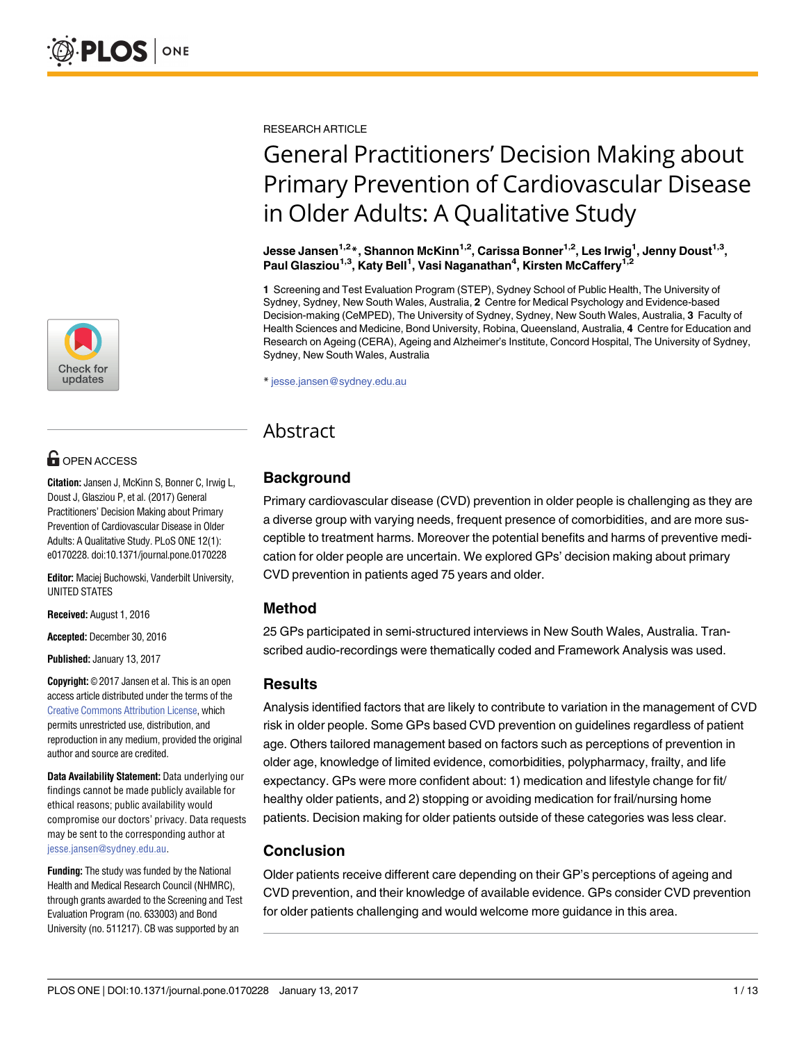RESEARCH ARTICLE

# General Practitioners' Decision Making about Primary Prevention of Cardiovascular Disease in Older Adults: A Qualitative Study

**Jesse Jansen[1,2]*, Shannon McKinn[1,2], Carissa Bonner[1,2], Les Irwig[1], Jenny Doust[1,3], Paul Glasziou[1,3], Katy Bell[1], Vasi Naganathan[4], Kirsten McCaffery[1,2]**

**1** Screening and Test Evaluation Program (STEP), Sydney School of Public Health, The University of Sydney, Sydney, New South Wales, Australia, **2** Centre for Medical Psychology and Evidence-based Decision-making (CeMPED), The University of Sydney, Sydney, New South Wales, Australia, **3** Faculty of Health Sciences and Medicine, Bond University, Robina, Queensland, Australia, **4** Centre for Education and Research on Ageing (CERA), Ageing and Alzheimer's Institute, Concord Hospital, The University of Sydney, Sydney, New South Wales, Australia

* jesse.jansen@sydney.edu.au

OPEN ACCESS

**Citation:** Jansen J, McKinn S, Bonner C, Irwig L, Doust J, Glasziou P, et al. (2017) General Practitioners' Decision Making about Primary Prevention of Cardiovascular Disease in Older Adults: A Qualitative Study. PLoS ONE 12(1): e0170228. doi:10.1371/journal.pone.0170228

**Editor:** Maciej Buchowski, Vanderbilt University, UNITED STATES

**Received:** August 1, 2016

**Accepted:** December 30, 2016

**Published:** January 13, 2017

**Copyright:** © 2017 Jansen et al. This is an open access article distributed under the terms of the Creative Commons Attribution License, which permits unrestricted use, distribution, and reproduction in any medium, provided the original author and source are credited.

**Data Availability Statement:** Data underlying our findings cannot be made publicly available for ethical reasons; public availability would compromise our doctors' privacy. Data requests may be sent to the corresponding author at jesse.jansen@sydney.edu.au.

**Funding:** The study was funded by the National Health and Medical Research Council (NHMRC), through grants awarded to the Screening and Test Evaluation Program (no. 633003) and Bond University (no. 511217). CB was supported by an

## Abstract

### Background

Primary cardiovascular disease (CVD) prevention in older people is challenging as they are a diverse group with varying needs, frequent presence of comorbidities, and are more susceptible to treatment harms. Moreover the potential benefits and harms of preventive medication for older people are uncertain. We explored GPs' decision making about primary CVD prevention in patients aged 75 years and older.

### Method

25 GPs participated in semi-structured interviews in New South Wales, Australia. Transcribed audio-recordings were thematically coded and Framework Analysis was used.

### Results

Analysis identified factors that are likely to contribute to variation in the management of CVD risk in older people. Some GPs based CVD prevention on guidelines regardless of patient age. Others tailored management based on factors such as perceptions of prevention in older age, knowledge of limited evidence, comorbidities, polypharmacy, frailty, and life expectancy. GPs were more confident about: 1) medication and lifestyle change for fit/healthy older patients, and 2) stopping or avoiding medication for frail/nursing home patients. Decision making for older patients outside of these categories was less clear.

### Conclusion

Older patients receive different care depending on their GP's perceptions of ageing and CVD prevention, and their knowledge of available evidence. GPs consider CVD prevention for older patients challenging and would welcome more guidance in this area.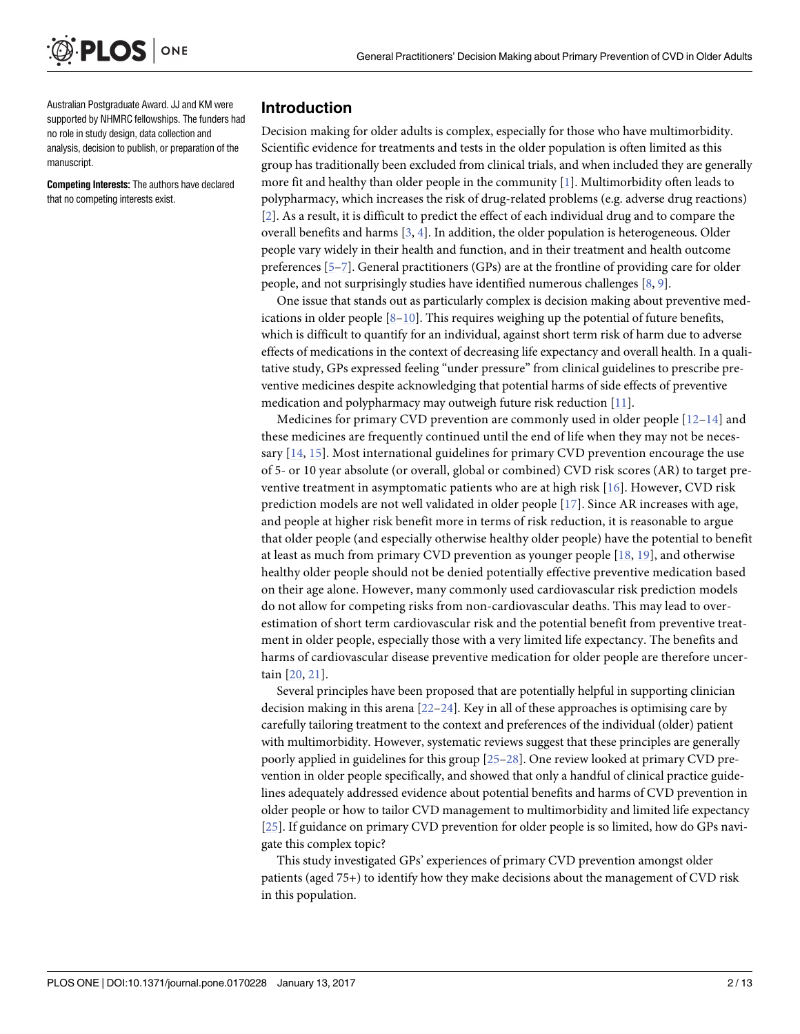Australian Postgraduate Award. JJ and KM were supported by NHMRC fellowships. The funders had no role in study design, data collection and analysis, decision to publish, or preparation of the manuscript.

**Competing Interests:** The authors have declared that no competing interests exist.

## Introduction

Decision making for older adults is complex, especially for those who have multimorbidity. Scientific evidence for treatments and tests in the older population is often limited as this group has traditionally been excluded from clinical trials, and when included they are generally more fit and healthy than older people in the community [1]. Multimorbidity often leads to polypharmacy, which increases the risk of drug-related problems (e.g. adverse drug reactions) [2]. As a result, it is difficult to predict the effect of each individual drug and to compare the overall benefits and harms [3, 4]. In addition, the older population is heterogeneous. Older people vary widely in their health and function, and in their treatment and health outcome preferences [5–7]. General practitioners (GPs) are at the frontline of providing care for older people, and not surprisingly studies have identified numerous challenges [8, 9].

One issue that stands out as particularly complex is decision making about preventive medications in older people [8–10]. This requires weighing up the potential of future benefits, which is difficult to quantify for an individual, against short term risk of harm due to adverse effects of medications in the context of decreasing life expectancy and overall health. In a qualitative study, GPs expressed feeling "under pressure" from clinical guidelines to prescribe preventive medicines despite acknowledging that potential harms of side effects of preventive medication and polypharmacy may outweigh future risk reduction [11].

Medicines for primary CVD prevention are commonly used in older people [12–14] and these medicines are frequently continued until the end of life when they may not be necessary [14, 15]. Most international guidelines for primary CVD prevention encourage the use of 5- or 10 year absolute (or overall, global or combined) CVD risk scores (AR) to target preventive treatment in asymptomatic patients who are at high risk [16]. However, CVD risk prediction models are not well validated in older people [17]. Since AR increases with age, and people at higher risk benefit more in terms of risk reduction, it is reasonable to argue that older people (and especially otherwise healthy older people) have the potential to benefit at least as much from primary CVD prevention as younger people [18, 19], and otherwise healthy older people should not be denied potentially effective preventive medication based on their age alone. However, many commonly used cardiovascular risk prediction models do not allow for competing risks from non-cardiovascular deaths. This may lead to overestimation of short term cardiovascular risk and the potential benefit from preventive treatment in older people, especially those with a very limited life expectancy. The benefits and harms of cardiovascular disease preventive medication for older people are therefore uncertain [20, 21].

Several principles have been proposed that are potentially helpful in supporting clinician decision making in this arena [22–24]. Key in all of these approaches is optimising care by carefully tailoring treatment to the context and preferences of the individual (older) patient with multimorbidity. However, systematic reviews suggest that these principles are generally poorly applied in guidelines for this group [25–28]. One review looked at primary CVD prevention in older people specifically, and showed that only a handful of clinical practice guidelines adequately addressed evidence about potential benefits and harms of CVD prevention in older people or how to tailor CVD management to multimorbidity and limited life expectancy [25]. If guidance on primary CVD prevention for older people is so limited, how do GPs navigate this complex topic?

This study investigated GPs' experiences of primary CVD prevention amongst older patients (aged 75+) to identify how they make decisions about the management of CVD risk in this population.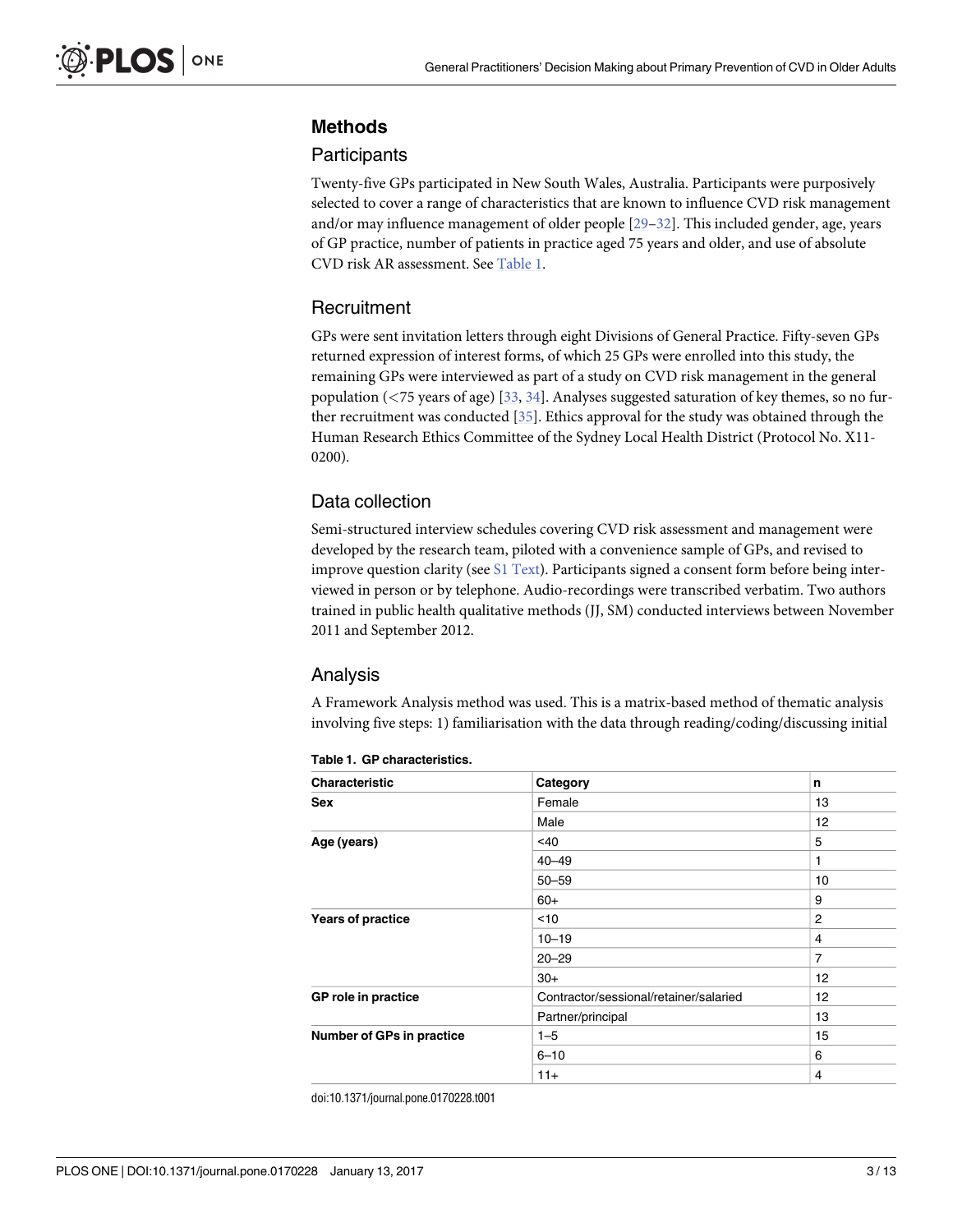## Methods

### Participants

Twenty-five GPs participated in New South Wales, Australia. Participants were purposively selected to cover a range of characteristics that are known to influence CVD risk management and/or may influence management of older people [29–32]. This included gender, age, years of GP practice, number of patients in practice aged 75 years and older, and use of absolute CVD risk AR assessment. See Table 1.

### Recruitment

GPs were sent invitation letters through eight Divisions of General Practice. Fifty-seven GPs returned expression of interest forms, of which 25 GPs were enrolled into this study, the remaining GPs were interviewed as part of a study on CVD risk management in the general population (<75 years of age) [33, 34]. Analyses suggested saturation of key themes, so no further recruitment was conducted [35]. Ethics approval for the study was obtained through the Human Research Ethics Committee of the Sydney Local Health District (Protocol No. X11-0200).

### Data collection

Semi-structured interview schedules covering CVD risk assessment and management were developed by the research team, piloted with a convenience sample of GPs, and revised to improve question clarity (see S1 Text). Participants signed a consent form before being interviewed in person or by telephone. Audio-recordings were transcribed verbatim. Two authors trained in public health qualitative methods (JJ, SM) conducted interviews between November 2011 and September 2012.

### Analysis

A Framework Analysis method was used. This is a matrix-based method of thematic analysis involving five steps: 1) familiarisation with the data through reading/coding/discussing initial

**Table 1. GP characteristics.**

| Characteristic | Category | n |
|---|---|---|
| **Sex** | Female | 13 |
| | Male | 12 |
| **Age (years)** | <40 | 5 |
| | 40–49 | 1 |
| | 50–59 | 10 |
| | 60+ | 9 |
| **Years of practice** | <10 | 2 |
| | 10–19 | 4 |
| | 20–29 | 7 |
| | 30+ | 12 |
| **GP role in practice** | Contractor/sessional/retainer/salaried | 12 |
| | Partner/principal | 13 |
| **Number of GPs in practice** | 1–5 | 15 |
| | 6–10 | 6 |
| | 11+ | 4 |

doi:10.1371/journal.pone.0170228.t001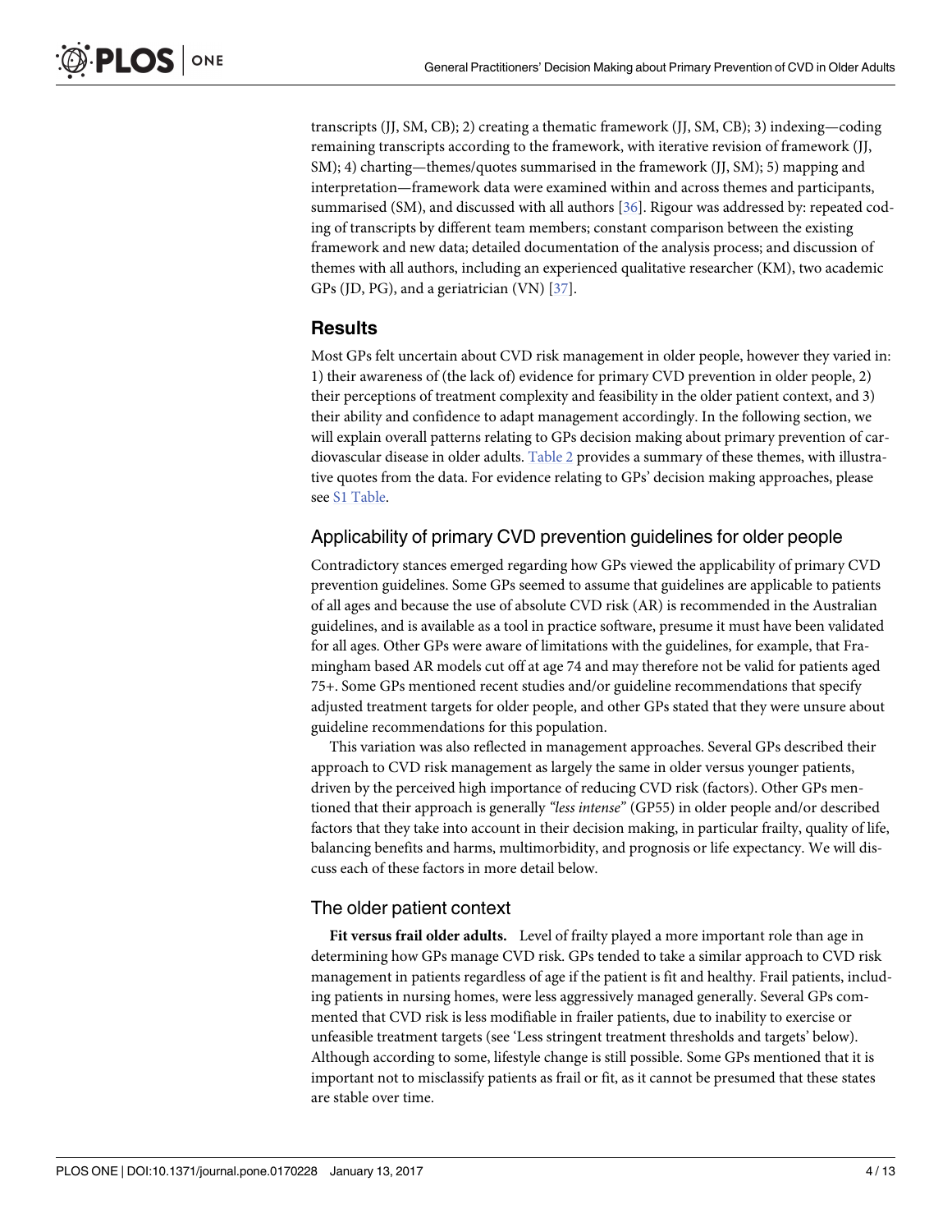transcripts (JJ, SM, CB); 2) creating a thematic framework (JJ, SM, CB); 3) indexing—coding remaining transcripts according to the framework, with iterative revision of framework (JJ, SM); 4) charting—themes/quotes summarised in the framework (JJ, SM); 5) mapping and interpretation—framework data were examined within and across themes and participants, summarised (SM), and discussed with all authors [36]. Rigour was addressed by: repeated coding of transcripts by different team members; constant comparison between the existing framework and new data; detailed documentation of the analysis process; and discussion of themes with all authors, including an experienced qualitative researcher (KM), two academic GPs (JD, PG), and a geriatrician (VN) [37].

## Results

Most GPs felt uncertain about CVD risk management in older people, however they varied in: 1) their awareness of (the lack of) evidence for primary CVD prevention in older people, 2) their perceptions of treatment complexity and feasibility in the older patient context, and 3) their ability and confidence to adapt management accordingly. In the following section, we will explain overall patterns relating to GPs decision making about primary prevention of cardiovascular disease in older adults. Table 2 provides a summary of these themes, with illustrative quotes from the data. For evidence relating to GPs' decision making approaches, please see S1 Table.

### Applicability of primary CVD prevention guidelines for older people

Contradictory stances emerged regarding how GPs viewed the applicability of primary CVD prevention guidelines. Some GPs seemed to assume that guidelines are applicable to patients of all ages and because the use of absolute CVD risk (AR) is recommended in the Australian guidelines, and is available as a tool in practice software, presume it must have been validated for all ages. Other GPs were aware of limitations with the guidelines, for example, that Framingham based AR models cut off at age 74 and may therefore not be valid for patients aged 75+. Some GPs mentioned recent studies and/or guideline recommendations that specify adjusted treatment targets for older people, and other GPs stated that they were unsure about guideline recommendations for this population.

This variation was also reflected in management approaches. Several GPs described their approach to CVD risk management as largely the same in older versus younger patients, driven by the perceived high importance of reducing CVD risk (factors). Other GPs mentioned that their approach is generally *"less intense"* (GP55) in older people and/or described factors that they take into account in their decision making, in particular frailty, quality of life, balancing benefits and harms, multimorbidity, and prognosis or life expectancy. We will discuss each of these factors in more detail below.

### The older patient context

**Fit versus frail older adults.** Level of frailty played a more important role than age in determining how GPs manage CVD risk. GPs tended to take a similar approach to CVD risk management in patients regardless of age if the patient is fit and healthy. Frail patients, including patients in nursing homes, were less aggressively managed generally. Several GPs commented that CVD risk is less modifiable in frailer patients, due to inability to exercise or unfeasible treatment targets (see 'Less stringent treatment thresholds and targets' below). Although according to some, lifestyle change is still possible. Some GPs mentioned that it is important not to misclassify patients as frail or fit, as it cannot be presumed that these states are stable over time.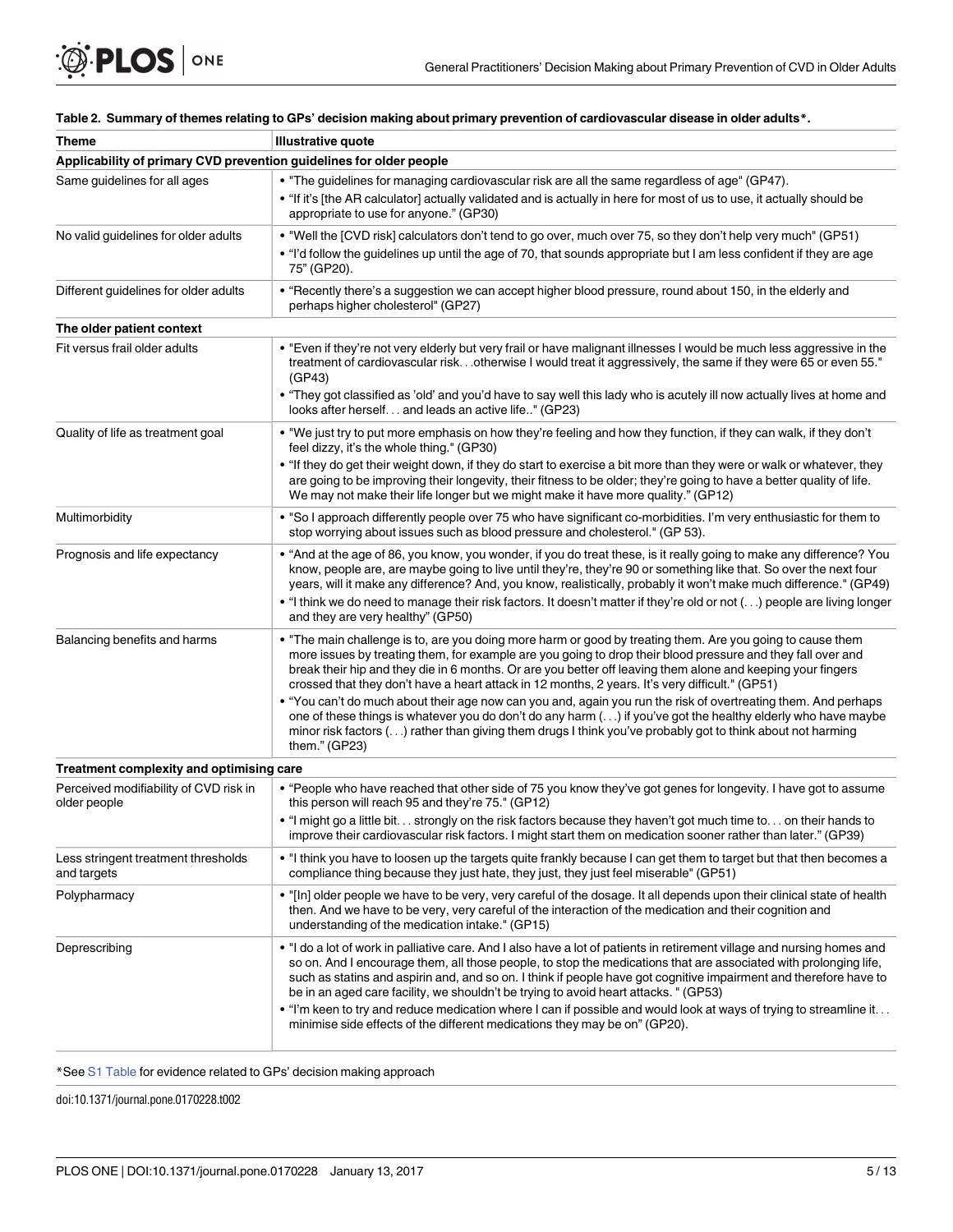**Table 2. Summary of themes relating to GPs' decision making about primary prevention of cardiovascular disease in older adults*.**

| Theme | Illustrative quote |
|---|---|
| **Applicability of primary CVD prevention guidelines for older people** | |
| Same guidelines for all ages | • "The guidelines for managing cardiovascular risk are all the same regardless of age" (GP47).<br>• "If it's [the AR calculator] actually validated and is actually in here for most of us to use, it actually should be appropriate to use for anyone." (GP30) |
| No valid guidelines for older adults | • "Well the [CVD risk] calculators don't tend to go over, much over 75, so they don't help very much" (GP51)<br>• "I'd follow the guidelines up until the age of 70, that sounds appropriate but I am less confident if they are age 75" (GP20). |
| Different guidelines for older adults | • "Recently there's a suggestion we can accept higher blood pressure, round about 150, in the elderly and perhaps higher cholesterol" (GP27) |
| **The older patient context** | |
| Fit versus frail older adults | • "Even if they're not very elderly but very frail or have malignant illnesses I would be much less aggressive in the treatment of cardiovascular risk. . .otherwise I would treat it aggressively, the same if they were 65 or even 55." (GP43)<br>• "They got classified as 'old' and you'd have to say well this lady who is acutely ill now actually lives at home and looks after herself. . . and leads an active life.." (GP23) |
| Quality of life as treatment goal | • "We just try to put more emphasis on how they're feeling and how they function, if they can walk, if they don't feel dizzy, it's the whole thing." (GP30)<br>• "If they do get their weight down, if they do start to exercise a bit more than they were or walk or whatever, they are going to be improving their longevity, their fitness to be older; they're going to have a better quality of life. We may not make their life longer but we might make it have more quality." (GP12) |
| Multimorbidity | • "So I approach differently people over 75 who have significant co-morbidities. I'm very enthusiastic for them to stop worrying about issues such as blood pressure and cholesterol." (GP 53). |
| Prognosis and life expectancy | • "And at the age of 86, you know, you wonder, if you do treat these, is it really going to make any difference? You know, people are, are maybe going to live until they're, they're 90 or something like that. So over the next four years, will it make any difference? And, you know, realistically, probably it won't make much difference." (GP49)<br>• "I think we do need to manage their risk factors. It doesn't matter if they're old or not (. . .) people are living longer and they are very healthy" (GP50) |
| Balancing benefits and harms | • "The main challenge is to, are you doing more harm or good by treating them. Are you going to cause them more issues by treating them, for example are you going to drop their blood pressure and they fall over and break their hip and they die in 6 months. Or are you better off leaving them alone and keeping your fingers crossed that they don't have a heart attack in 12 months, 2 years. It's very difficult." (GP51)<br>• "You can't do much about their age now can you and, again you run the risk of overtreating them. And perhaps one of these things is whatever you do don't do any harm (. . .) if you've got the healthy elderly who have maybe minor risk factors (. . .) rather than giving them drugs I think you've probably got to think about not harming them." (GP23) |
| **Treatment complexity and optimising care** | |
| Perceived modifiability of CVD risk in older people | • "People who have reached that other side of 75 you know they've got genes for longevity. I have got to assume this person will reach 95 and they're 75." (GP12)<br>• "I might go a little bit. . . strongly on the risk factors because they haven't got much time to. . . on their hands to improve their cardiovascular risk factors. I might start them on medication sooner rather than later." (GP39) |
| Less stringent treatment thresholds and targets | • "I think you have to loosen up the targets quite frankly because I can get them to target but that then becomes a compliance thing because they just hate, they just, they just feel miserable" (GP51) |
| Polypharmacy | • "[In] older people we have to be very, very careful of the dosage. It all depends upon their clinical state of health then. And we have to be very, very careful of the interaction of the medication and their cognition and understanding of the medication intake." (GP15) |
| Deprescribing | • "I do a lot of work in palliative care. And I also have a lot of patients in retirement village and nursing homes and so on. And I encourage them, all those people, to stop the medications that are associated with prolonging life, such as statins and aspirin and, and so on. I think if people have got cognitive impairment and therefore have to be in an aged care facility, we shouldn't be trying to avoid heart attacks. " (GP53)<br>• "I'm keen to try and reduce medication where I can if possible and would look at ways of trying to streamline it. . . minimise side effects of the different medications they may be on" (GP20). |

*See S1 Table for evidence related to GPs' decision making approach

doi:10.1371/journal.pone.0170228.t002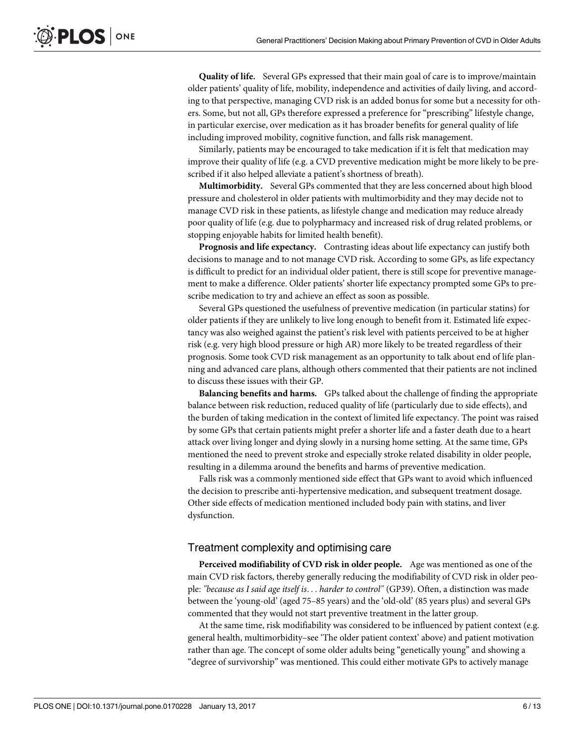**Quality of life.** Several GPs expressed that their main goal of care is to improve/maintain older patients' quality of life, mobility, independence and activities of daily living, and according to that perspective, managing CVD risk is an added bonus for some but a necessity for others. Some, but not all, GPs therefore expressed a preference for "prescribing" lifestyle change, in particular exercise, over medication as it has broader benefits for general quality of life including improved mobility, cognitive function, and falls risk management.

Similarly, patients may be encouraged to take medication if it is felt that medication may improve their quality of life (e.g. a CVD preventive medication might be more likely to be prescribed if it also helped alleviate a patient's shortness of breath).

**Multimorbidity.** Several GPs commented that they are less concerned about high blood pressure and cholesterol in older patients with multimorbidity and they may decide not to manage CVD risk in these patients, as lifestyle change and medication may reduce already poor quality of life (e.g. due to polypharmacy and increased risk of drug related problems, or stopping enjoyable habits for limited health benefit).

**Prognosis and life expectancy.** Contrasting ideas about life expectancy can justify both decisions to manage and to not manage CVD risk. According to some GPs, as life expectancy is difficult to predict for an individual older patient, there is still scope for preventive management to make a difference. Older patients' shorter life expectancy prompted some GPs to prescribe medication to try and achieve an effect as soon as possible.

Several GPs questioned the usefulness of preventive medication (in particular statins) for older patients if they are unlikely to live long enough to benefit from it. Estimated life expectancy was also weighed against the patient's risk level with patients perceived to be at higher risk (e.g. very high blood pressure or high AR) more likely to be treated regardless of their prognosis. Some took CVD risk management as an opportunity to talk about end of life planning and advanced care plans, although others commented that their patients are not inclined to discuss these issues with their GP.

**Balancing benefits and harms.** GPs talked about the challenge of finding the appropriate balance between risk reduction, reduced quality of life (particularly due to side effects), and the burden of taking medication in the context of limited life expectancy. The point was raised by some GPs that certain patients might prefer a shorter life and a faster death due to a heart attack over living longer and dying slowly in a nursing home setting. At the same time, GPs mentioned the need to prevent stroke and especially stroke related disability in older people, resulting in a dilemma around the benefits and harms of preventive medication.

Falls risk was a commonly mentioned side effect that GPs want to avoid which influenced the decision to prescribe anti-hypertensive medication, and subsequent treatment dosage. Other side effects of medication mentioned included body pain with statins, and liver dysfunction.

## Treatment complexity and optimising care

**Perceived modifiability of CVD risk in older people.** Age was mentioned as one of the main CVD risk factors, thereby generally reducing the modifiability of CVD risk in older people: *"because as I said age itself is. . . harder to control"* (GP39). Often, a distinction was made between the 'young-old' (aged 75–85 years) and the 'old-old' (85 years plus) and several GPs commented that they would not start preventive treatment in the latter group.

At the same time, risk modifiability was considered to be influenced by patient context (e.g. general health, multimorbidity–see 'The older patient context' above) and patient motivation rather than age. The concept of some older adults being "genetically young" and showing a "degree of survivorship" was mentioned. This could either motivate GPs to actively manage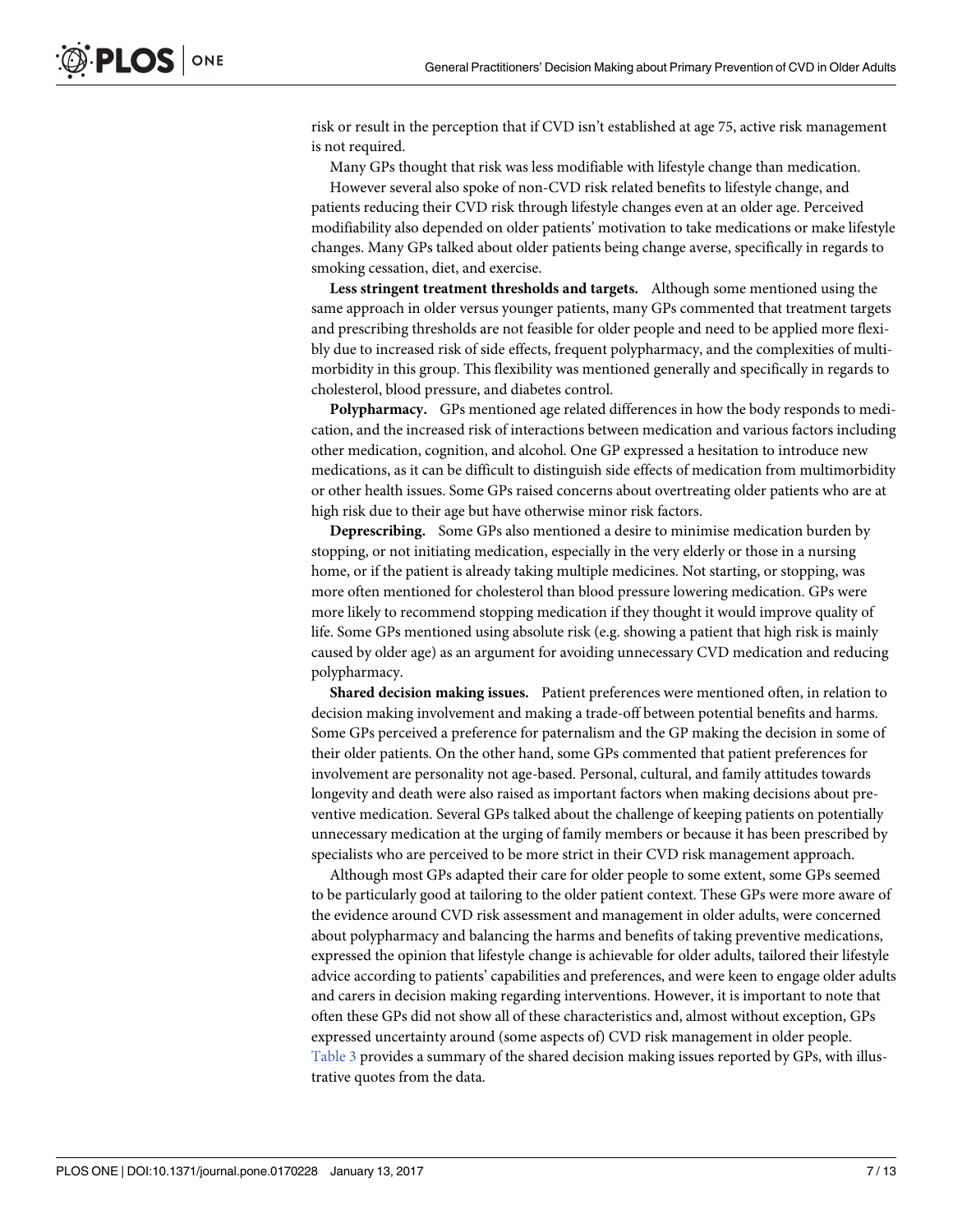risk or result in the perception that if CVD isn't established at age 75, active risk management is not required.

Many GPs thought that risk was less modifiable with lifestyle change than medication.

However several also spoke of non-CVD risk related benefits to lifestyle change, and patients reducing their CVD risk through lifestyle changes even at an older age. Perceived modifiability also depended on older patients' motivation to take medications or make lifestyle changes. Many GPs talked about older patients being change averse, specifically in regards to smoking cessation, diet, and exercise.

**Less stringent treatment thresholds and targets.** Although some mentioned using the same approach in older versus younger patients, many GPs commented that treatment targets and prescribing thresholds are not feasible for older people and need to be applied more flexibly due to increased risk of side effects, frequent polypharmacy, and the complexities of multimorbidity in this group. This flexibility was mentioned generally and specifically in regards to cholesterol, blood pressure, and diabetes control.

**Polypharmacy.** GPs mentioned age related differences in how the body responds to medication, and the increased risk of interactions between medication and various factors including other medication, cognition, and alcohol. One GP expressed a hesitation to introduce new medications, as it can be difficult to distinguish side effects of medication from multimorbidity or other health issues. Some GPs raised concerns about overtreating older patients who are at high risk due to their age but have otherwise minor risk factors.

**Deprescribing.** Some GPs also mentioned a desire to minimise medication burden by stopping, or not initiating medication, especially in the very elderly or those in a nursing home, or if the patient is already taking multiple medicines. Not starting, or stopping, was more often mentioned for cholesterol than blood pressure lowering medication. GPs were more likely to recommend stopping medication if they thought it would improve quality of life. Some GPs mentioned using absolute risk (e.g. showing a patient that high risk is mainly caused by older age) as an argument for avoiding unnecessary CVD medication and reducing polypharmacy.

**Shared decision making issues.** Patient preferences were mentioned often, in relation to decision making involvement and making a trade-off between potential benefits and harms. Some GPs perceived a preference for paternalism and the GP making the decision in some of their older patients. On the other hand, some GPs commented that patient preferences for involvement are personality not age-based. Personal, cultural, and family attitudes towards longevity and death were also raised as important factors when making decisions about preventive medication. Several GPs talked about the challenge of keeping patients on potentially unnecessary medication at the urging of family members or because it has been prescribed by specialists who are perceived to be more strict in their CVD risk management approach.

Although most GPs adapted their care for older people to some extent, some GPs seemed to be particularly good at tailoring to the older patient context. These GPs were more aware of the evidence around CVD risk assessment and management in older adults, were concerned about polypharmacy and balancing the harms and benefits of taking preventive medications, expressed the opinion that lifestyle change is achievable for older adults, tailored their lifestyle advice according to patients' capabilities and preferences, and were keen to engage older adults and carers in decision making regarding interventions. However, it is important to note that often these GPs did not show all of these characteristics and, almost without exception, GPs expressed uncertainty around (some aspects of) CVD risk management in older people. Table 3 provides a summary of the shared decision making issues reported by GPs, with illustrative quotes from the data.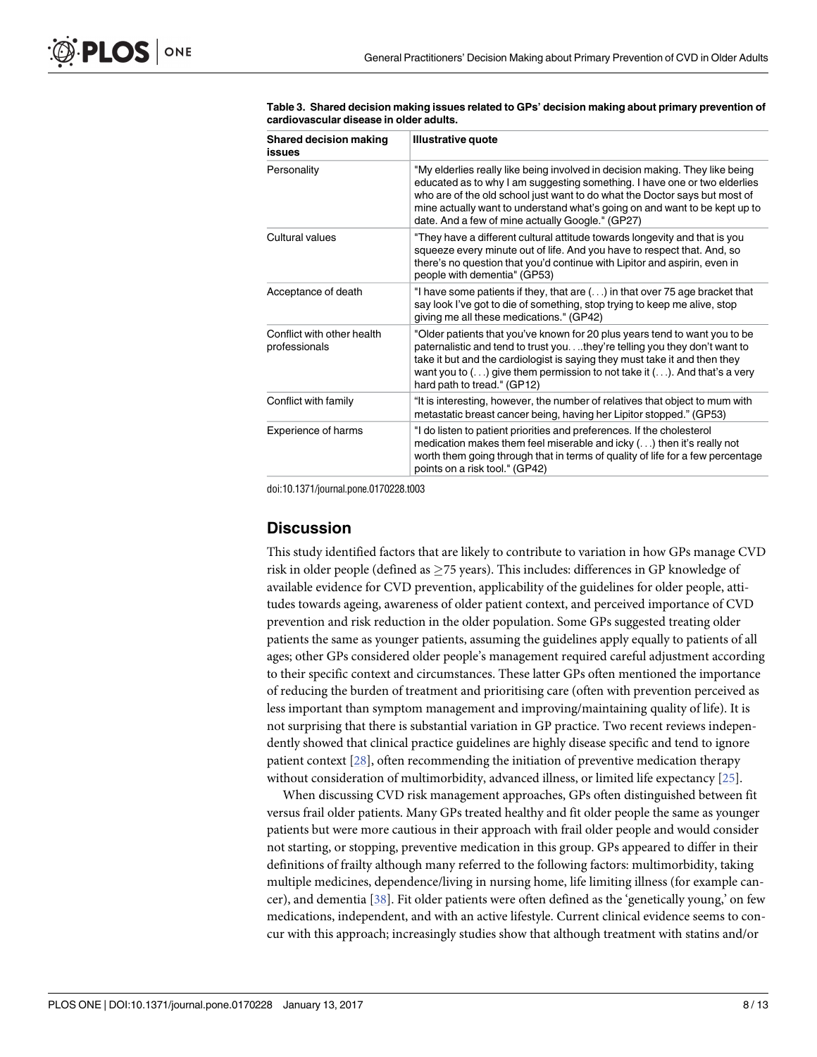**Table 3. Shared decision making issues related to GPs' decision making about primary prevention of cardiovascular disease in older adults.**

| Shared decision making issues | Illustrative quote |
| --- | --- |
| Personality | "My elderlies really like being involved in decision making. They like being educated as to why I am suggesting something. I have one or two elderlies who are of the old school just want to do what the Doctor says but most of mine actually want to understand what's going on and want to be kept up to date. And a few of mine actually Google." (GP27) |
| Cultural values | "They have a different cultural attitude towards longevity and that is you squeeze every minute out of life. And you have to respect that. And, so there's no question that you'd continue with Lipitor and aspirin, even in people with dementia" (GP53) |
| Acceptance of death | "I have some patients if they, that are (...) in that over 75 age bracket that say look I've got to die of something, stop trying to keep me alive, stop giving me all these medications." (GP42) |
| Conflict with other health professionals | "Older patients that you've known for 20 plus years tend to want you to be paternalistic and tend to trust you. ...they're telling you they don't want to take it but and the cardiologist is saying they must take it and then they want you to (...) give them permission to not take it (...). And that's a very hard path to tread." (GP12) |
| Conflict with family | "It is interesting, however, the number of relatives that object to mum with metastatic breast cancer being, having her Lipitor stopped." (GP53) |
| Experience of harms | "I do listen to patient priorities and preferences. If the cholesterol medication makes them feel miserable and icky (...) then it's really not worth them going through that in terms of quality of life for a few percentage points on a risk tool." (GP42) |

doi:10.1371/journal.pone.0170228.t003

## Discussion

This study identified factors that are likely to contribute to variation in how GPs manage CVD risk in older people (defined as $\geq$75 years). This includes: differences in GP knowledge of available evidence for CVD prevention, applicability of the guidelines for older people, attitudes towards ageing, awareness of older patient context, and perceived importance of CVD prevention and risk reduction in the older population. Some GPs suggested treating older patients the same as younger patients, assuming the guidelines apply equally to patients of all ages; other GPs considered older people's management required careful adjustment according to their specific context and circumstances. These latter GPs often mentioned the importance of reducing the burden of treatment and prioritising care (often with prevention perceived as less important than symptom management and improving/maintaining quality of life). It is not surprising that there is substantial variation in GP practice. Two recent reviews independently showed that clinical practice guidelines are highly disease specific and tend to ignore patient context [28], often recommending the initiation of preventive medication therapy without consideration of multimorbidity, advanced illness, or limited life expectancy [25].

When discussing CVD risk management approaches, GPs often distinguished between fit versus frail older patients. Many GPs treated healthy and fit older people the same as younger patients but were more cautious in their approach with frail older people and would consider not starting, or stopping, preventive medication in this group. GPs appeared to differ in their definitions of frailty although many referred to the following factors: multimorbidity, taking multiple medicines, dependence/living in nursing home, life limiting illness (for example cancer), and dementia [38]. Fit older patients were often defined as the 'genetically young,' on few medications, independent, and with an active lifestyle. Current clinical evidence seems to concur with this approach; increasingly studies show that although treatment with statins and/or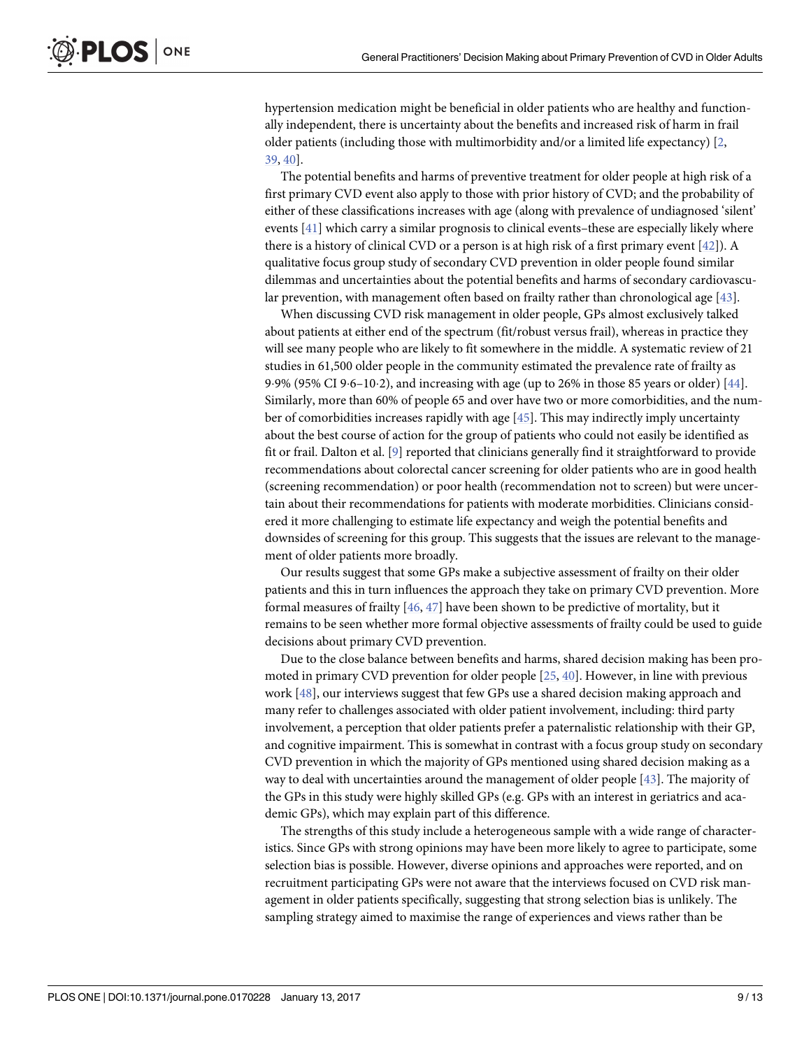hypertension medication might be beneficial in older patients who are healthy and functionally independent, there is uncertainty about the benefits and increased risk of harm in frail older patients (including those with multimorbidity and/or a limited life expectancy) [2, 39, 40].

The potential benefits and harms of preventive treatment for older people at high risk of a first primary CVD event also apply to those with prior history of CVD; and the probability of either of these classifications increases with age (along with prevalence of undiagnosed 'silent' events [41] which carry a similar prognosis to clinical events–these are especially likely where there is a history of clinical CVD or a person is at high risk of a first primary event [42]). A qualitative focus group study of secondary CVD prevention in older people found similar dilemmas and uncertainties about the potential benefits and harms of secondary cardiovascular prevention, with management often based on frailty rather than chronological age [43].

When discussing CVD risk management in older people, GPs almost exclusively talked about patients at either end of the spectrum (fit/robust versus frail), whereas in practice they will see many people who are likely to fit somewhere in the middle. A systematic review of 21 studies in 61,500 older people in the community estimated the prevalence rate of frailty as 9·9% (95% CI 9·6–10·2), and increasing with age (up to 26% in those 85 years or older) [44]. Similarly, more than 60% of people 65 and over have two or more comorbidities, and the number of comorbidities increases rapidly with age [45]. This may indirectly imply uncertainty about the best course of action for the group of patients who could not easily be identified as fit or frail. Dalton et al. [9] reported that clinicians generally find it straightforward to provide recommendations about colorectal cancer screening for older patients who are in good health (screening recommendation) or poor health (recommendation not to screen) but were uncertain about their recommendations for patients with moderate morbidities. Clinicians considered it more challenging to estimate life expectancy and weigh the potential benefits and downsides of screening for this group. This suggests that the issues are relevant to the management of older patients more broadly.

Our results suggest that some GPs make a subjective assessment of frailty on their older patients and this in turn influences the approach they take on primary CVD prevention. More formal measures of frailty [46, 47] have been shown to be predictive of mortality, but it remains to be seen whether more formal objective assessments of frailty could be used to guide decisions about primary CVD prevention.

Due to the close balance between benefits and harms, shared decision making has been promoted in primary CVD prevention for older people [25, 40]. However, in line with previous work [48], our interviews suggest that few GPs use a shared decision making approach and many refer to challenges associated with older patient involvement, including: third party involvement, a perception that older patients prefer a paternalistic relationship with their GP, and cognitive impairment. This is somewhat in contrast with a focus group study on secondary CVD prevention in which the majority of GPs mentioned using shared decision making as a way to deal with uncertainties around the management of older people [43]. The majority of the GPs in this study were highly skilled GPs (e.g. GPs with an interest in geriatrics and academic GPs), which may explain part of this difference.

The strengths of this study include a heterogeneous sample with a wide range of characteristics. Since GPs with strong opinions may have been more likely to agree to participate, some selection bias is possible. However, diverse opinions and approaches were reported, and on recruitment participating GPs were not aware that the interviews focused on CVD risk management in older patients specifically, suggesting that strong selection bias is unlikely. The sampling strategy aimed to maximise the range of experiences and views rather than be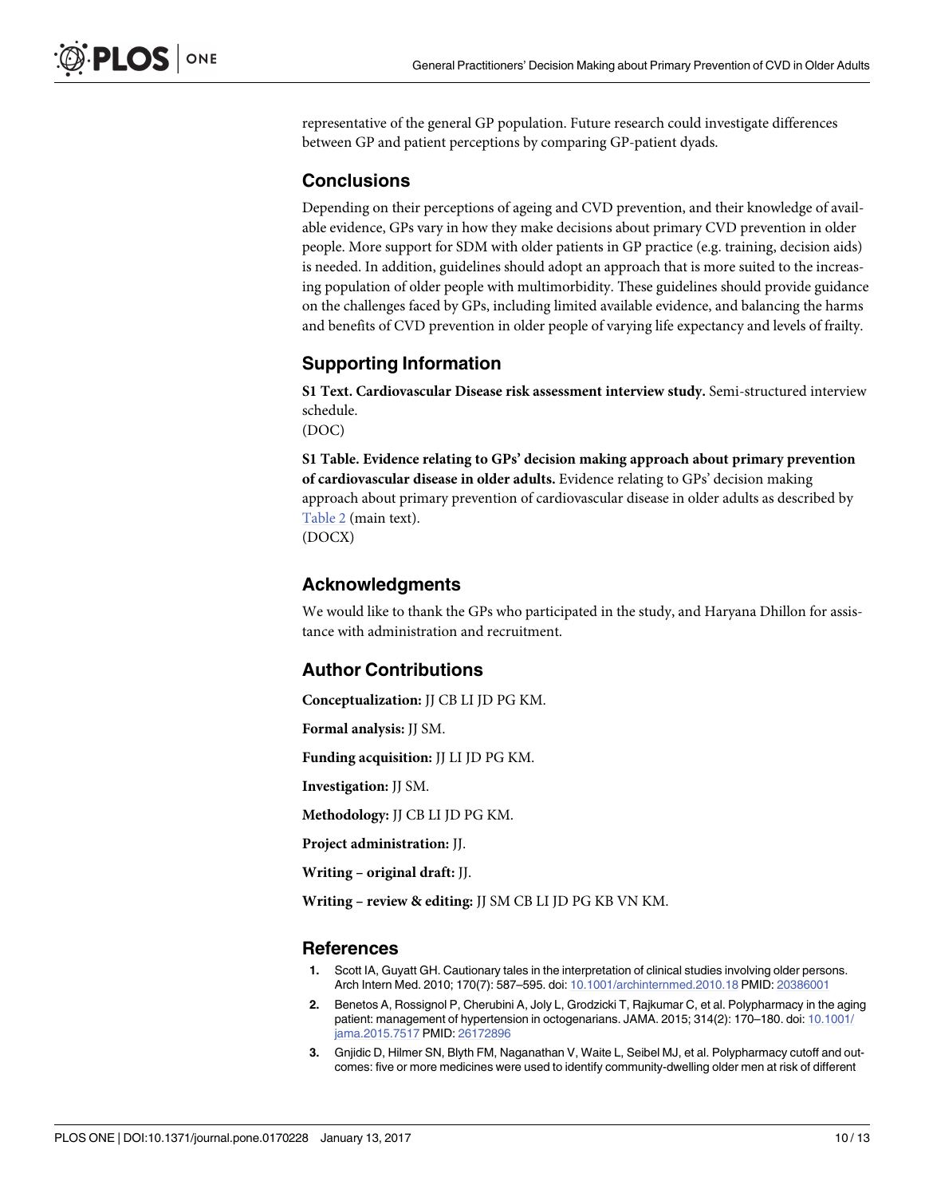representative of the general GP population. Future research could investigate differences between GP and patient perceptions by comparing GP-patient dyads.

## Conclusions

Depending on their perceptions of ageing and CVD prevention, and their knowledge of available evidence, GPs vary in how they make decisions about primary CVD prevention in older people. More support for SDM with older patients in GP practice (e.g. training, decision aids) is needed. In addition, guidelines should adopt an approach that is more suited to the increasing population of older people with multimorbidity. These guidelines should provide guidance on the challenges faced by GPs, including limited available evidence, and balancing the harms and benefits of CVD prevention in older people of varying life expectancy and levels of frailty.

## Supporting Information

**S1 Text. Cardiovascular Disease risk assessment interview study.** Semi-structured interview schedule.
(DOC)

**S1 Table. Evidence relating to GPs' decision making approach about primary prevention of cardiovascular disease in older adults.** Evidence relating to GPs' decision making approach about primary prevention of cardiovascular disease in older adults as described by Table 2 (main text).
(DOCX)

## Acknowledgments

We would like to thank the GPs who participated in the study, and Haryana Dhillon for assistance with administration and recruitment.

## Author Contributions

**Conceptualization:** JJ CB LI JD PG KM.

**Formal analysis:** JJ SM.

**Funding acquisition:** JJ LI JD PG KM.

**Investigation:** JJ SM.

**Methodology:** JJ CB LI JD PG KM.

**Project administration:** JJ.

**Writing – original draft:** JJ.

**Writing – review & editing:** JJ SM CB LI JD PG KB VN KM.

## References

1. Scott IA, Guyatt GH. Cautionary tales in the interpretation of clinical studies involving older persons. Arch Intern Med. 2010; 170(7): 587–595. doi: 10.1001/archinternmed.2010.18 PMID: 20386001
2. Benetos A, Rossignol P, Cherubini A, Joly L, Grodzicki T, Rajkumar C, et al. Polypharmacy in the aging patient: management of hypertension in octogenarians. JAMA. 2015; 314(2): 170–180. doi: 10.1001/jama.2015.7517 PMID: 26172896
3. Gnjidic D, Hilmer SN, Blyth FM, Naganathan V, Waite L, Seibel MJ, et al. Polypharmacy cutoff and outcomes: five or more medicines were used to identify community-dwelling older men at risk of different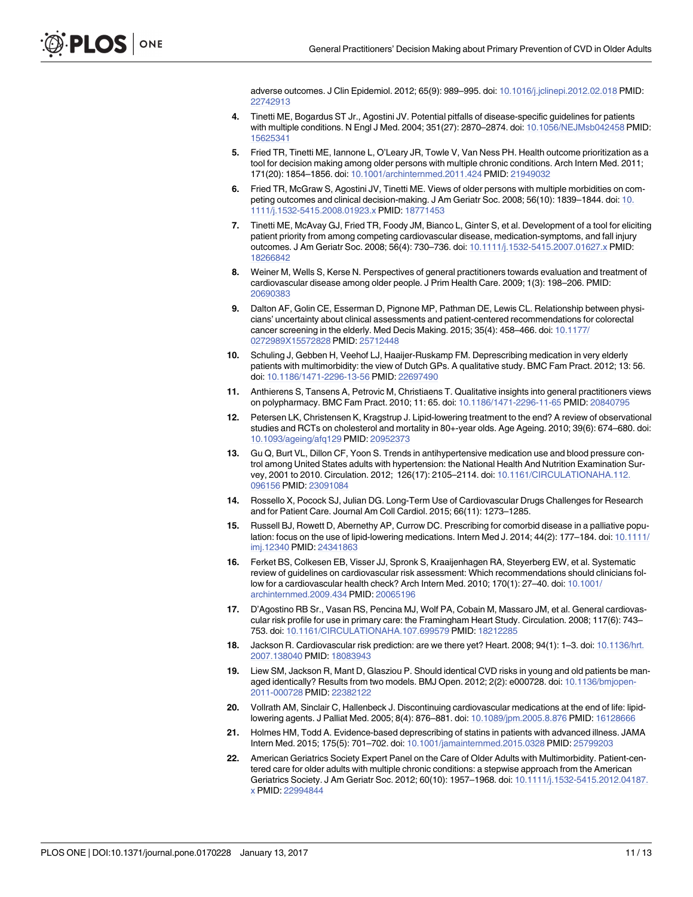adverse outcomes. J Clin Epidemiol. 2012; 65(9): 989–995. doi: 10.1016/j.jclinepi.2012.02.018 PMID: 22742913

4. Tinetti ME, Bogardus ST Jr., Agostini JV. Potential pitfalls of disease-specific guidelines for patients with multiple conditions. N Engl J Med. 2004; 351(27): 2870–2874. doi: 10.1056/NEJMsb042458 PMID: 15625341
5. Fried TR, Tinetti ME, Iannone L, O'Leary JR, Towle V, Van Ness PH. Health outcome prioritization as a tool for decision making among older persons with multiple chronic conditions. Arch Intern Med. 2011; 171(20): 1854–1856. doi: 10.1001/archinternmed.2011.424 PMID: 21949032
6. Fried TR, McGraw S, Agostini JV, Tinetti ME. Views of older persons with multiple morbidities on competing outcomes and clinical decision-making. J Am Geriatr Soc. 2008; 56(10): 1839–1844. doi: 10.1111/j.1532-5415.2008.01923.x PMID: 18771453
7. Tinetti ME, McAvay GJ, Fried TR, Foody JM, Bianco L, Ginter S, et al. Development of a tool for eliciting patient priority from among competing cardiovascular disease, medication-symptoms, and fall injury outcomes. J Am Geriatr Soc. 2008; 56(4): 730–736. doi: 10.1111/j.1532-5415.2007.01627.x PMID: 18266842
8. Weiner M, Wells S, Kerse N. Perspectives of general practitioners towards evaluation and treatment of cardiovascular disease among older people. J Prim Health Care. 2009; 1(3): 198–206. PMID: 20690383
9. Dalton AF, Golin CE, Esserman D, Pignone MP, Pathman DE, Lewis CL. Relationship between physicians' uncertainty about clinical assessments and patient-centered recommendations for colorectal cancer screening in the elderly. Med Decis Making. 2015; 35(4): 458–466. doi: 10.1177/0272989X15572828 PMID: 25712448
10. Schuling J, Gebben H, Veehof LJ, Haaijer-Ruskamp FM. Deprescribing medication in very elderly patients with multimorbidity: the view of Dutch GPs. A qualitative study. BMC Fam Pract. 2012; 13: 56. doi: 10.1186/1471-2296-13-56 PMID: 22697490
11. Anthierens S, Tansens A, Petrovic M, Christiaens T. Qualitative insights into general practitioners views on polypharmacy. BMC Fam Pract. 2010; 11: 65. doi: 10.1186/1471-2296-11-65 PMID: 20840795
12. Petersen LK, Christensen K, Kragstrup J. Lipid-lowering treatment to the end? A review of observational studies and RCTs on cholesterol and mortality in 80+-year olds. Age Ageing. 2010; 39(6): 674–680. doi: 10.1093/ageing/afq129 PMID: 20952373
13. Gu Q, Burt VL, Dillon CF, Yoon S. Trends in antihypertensive medication use and blood pressure control among United States adults with hypertension: the National Health And Nutrition Examination Survey, 2001 to 2010. Circulation. 2012; 126(17): 2105–2114. doi: 10.1161/CIRCULATIONAHA.112.096156 PMID: 23091084
14. Rossello X, Pocock SJ, Julian DG. Long-Term Use of Cardiovascular Drugs Challenges for Research and for Patient Care. Journal Am Coll Cardiol. 2015; 66(11): 1273–1285.
15. Russell BJ, Rowett D, Abernethy AP, Currow DC. Prescribing for comorbid disease in a palliative population: focus on the use of lipid-lowering medications. Intern Med J. 2014; 44(2): 177–184. doi: 10.1111/imj.12340 PMID: 24341863
16. Ferket BS, Colkesen EB, Visser JJ, Spronk S, Kraaijenhagen RA, Steyerberg EW, et al. Systematic review of guidelines on cardiovascular risk assessment: Which recommendations should clinicians follow for a cardiovascular health check? Arch Intern Med. 2010; 170(1): 27–40. doi: 10.1001/archinternmed.2009.434 PMID: 20065196
17. D'Agostino RB Sr., Vasan RS, Pencina MJ, Wolf PA, Cobain M, Massaro JM, et al. General cardiovascular risk profile for use in primary care: the Framingham Heart Study. Circulation. 2008; 117(6): 743–753. doi: 10.1161/CIRCULATIONAHA.107.699579 PMID: 18212285
18. Jackson R. Cardiovascular risk prediction: are we there yet? Heart. 2008; 94(1): 1–3. doi: 10.1136/hrt.2007.138040 PMID: 18083943
19. Liew SM, Jackson R, Mant D, Glasziou P. Should identical CVD risks in young and old patients be managed identically? Results from two models. BMJ Open. 2012; 2(2): e000728. doi: 10.1136/bmjopen-2011-000728 PMID: 22382122
20. Vollrath AM, Sinclair C, Hallenbeck J. Discontinuing cardiovascular medications at the end of life: lipid-lowering agents. J Palliat Med. 2005; 8(4): 876–881. doi: 10.1089/jpm.2005.8.876 PMID: 16128666
21. Holmes HM, Todd A. Evidence-based deprescribing of statins in patients with advanced illness. JAMA Intern Med. 2015; 175(5): 701–702. doi: 10.1001/jamainternmed.2015.0328 PMID: 25799203
22. American Geriatrics Society Expert Panel on the Care of Older Adults with Multimorbidity. Patient-centered care for older adults with multiple chronic conditions: a stepwise approach from the American Geriatrics Society. J Am Geriatr Soc. 2012; 60(10): 1957–1968. doi: 10.1111/j.1532-5415.2012.04187.x PMID: 22994844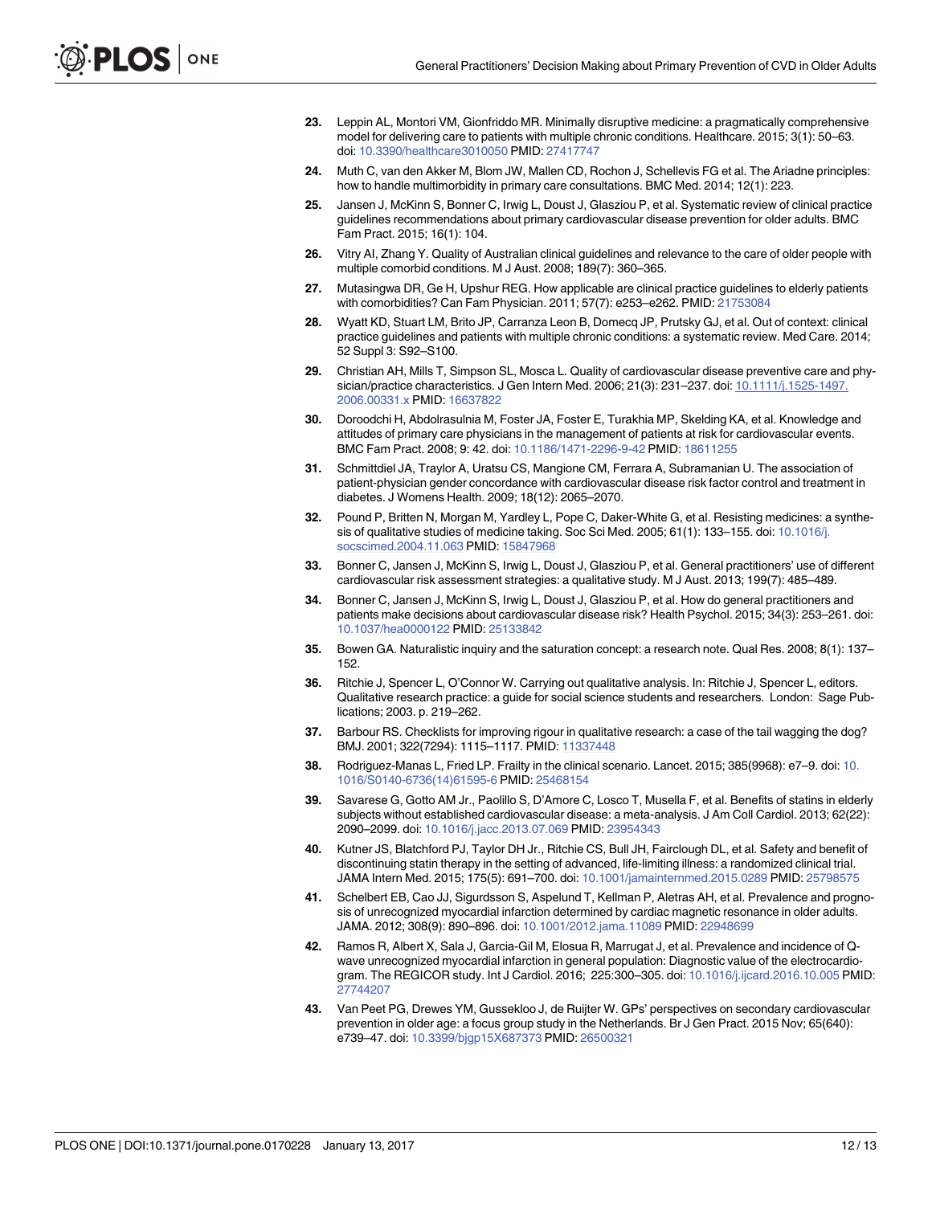23. Leppin AL, Montori VM, Gionfriddo MR. Minimally disruptive medicine: a pragmatically comprehensive model for delivering care to patients with multiple chronic conditions. Healthcare. 2015; 3(1): 50–63. doi: 10.3390/healthcare3010050 PMID: 27417747

24. Muth C, van den Akker M, Blom JW, Mallen CD, Rochon J, Schellevis FG et al. The Ariadne principles: how to handle multimorbidity in primary care consultations. BMC Med. 2014; 12(1): 223.

25. Jansen J, McKinn S, Bonner C, Irwig L, Doust J, Glasziou P, et al. Systematic review of clinical practice guidelines recommendations about primary cardiovascular disease prevention for older adults. BMC Fam Pract. 2015; 16(1): 104.

26. Vitry AI, Zhang Y. Quality of Australian clinical guidelines and relevance to the care of older people with multiple comorbid conditions. M J Aust. 2008; 189(7): 360–365.

27. Mutasingwa DR, Ge H, Upshur REG. How applicable are clinical practice guidelines to elderly patients with comorbidities? Can Fam Physician. 2011; 57(7): e253–e262. PMID: 21753084

28. Wyatt KD, Stuart LM, Brito JP, Carranza Leon B, Domecq JP, Prutsky GJ, et al. Out of context: clinical practice guidelines and patients with multiple chronic conditions: a systematic review. Med Care. 2014; 52 Suppl 3: S92–S100.

29. Christian AH, Mills T, Simpson SL, Mosca L. Quality of cardiovascular disease preventive care and physician/practice characteristics. J Gen Intern Med. 2006; 21(3): 231–237. doi: 10.1111/j.1525-1497.2006.00331.x PMID: 16637822

30. Doroodchi H, Abdolrasulnia M, Foster JA, Foster E, Turakhia MP, Skelding KA, et al. Knowledge and attitudes of primary care physicians in the management of patients at risk for cardiovascular events. BMC Fam Pract. 2008; 9: 42. doi: 10.1186/1471-2296-9-42 PMID: 18611255

31. Schmittdiel JA, Traylor A, Uratsu CS, Mangione CM, Ferrara A, Subramanian U. The association of patient-physician gender concordance with cardiovascular disease risk factor control and treatment in diabetes. J Womens Health. 2009; 18(12): 2065–2070.

32. Pound P, Britten N, Morgan M, Yardley L, Pope C, Daker-White G, et al. Resisting medicines: a synthesis of qualitative studies of medicine taking. Soc Sci Med. 2005; 61(1): 133–155. doi: 10.1016/j.socscimed.2004.11.063 PMID: 15847968

33. Bonner C, Jansen J, McKinn S, Irwig L, Doust J, Glasziou P, et al. General practitioners' use of different cardiovascular risk assessment strategies: a qualitative study. M J Aust. 2013; 199(7): 485–489.

34. Bonner C, Jansen J, McKinn S, Irwig L, Doust J, Glasziou P, et al. How do general practitioners and patients make decisions about cardiovascular disease risk? Health Psychol. 2015; 34(3): 253–261. doi: 10.1037/hea0000122 PMID: 25133842

35. Bowen GA. Naturalistic inquiry and the saturation concept: a research note. Qual Res. 2008; 8(1): 137–152.

36. Ritchie J, Spencer L, O'Connor W. Carrying out qualitative analysis. In: Ritchie J, Spencer L, editors. Qualitative research practice: a guide for social science students and researchers. London: Sage Publications; 2003. p. 219–262.

37. Barbour RS. Checklists for improving rigour in qualitative research: a case of the tail wagging the dog? BMJ. 2001; 322(7294): 1115–1117. PMID: 11337448

38. Rodriguez-Manas L, Fried LP. Frailty in the clinical scenario. Lancet. 2015; 385(9968): e7–9. doi: 10.1016/S0140-6736(14)61595-6 PMID: 25468154

39. Savarese G, Gotto AM Jr., Paolillo S, D'Amore C, Losco T, Musella F, et al. Benefits of statins in elderly subjects without established cardiovascular disease: a meta-analysis. J Am Coll Cardiol. 2013; 62(22): 2090–2099. doi: 10.1016/j.jacc.2013.07.069 PMID: 23954343

40. Kutner JS, Blatchford PJ, Taylor DH Jr., Ritchie CS, Bull JH, Fairclough DL, et al. Safety and benefit of discontinuing statin therapy in the setting of advanced, life-limiting illness: a randomized clinical trial. JAMA Intern Med. 2015; 175(5): 691–700. doi: 10.1001/jamainternmed.2015.0289 PMID: 25798575

41. Schelbert EB, Cao JJ, Sigurdsson S, Aspelund T, Kellman P, Aletras AH, et al. Prevalence and prognosis of unrecognized myocardial infarction determined by cardiac magnetic resonance in older adults. JAMA. 2012; 308(9): 890–896. doi: 10.1001/2012.jama.11089 PMID: 22948699

42. Ramos R, Albert X, Sala J, Garcia-Gil M, Elosua R, Marrugat J, et al. Prevalence and incidence of Q-wave unrecognized myocardial infarction in general population: Diagnostic value of the electrocardiogram. The REGICOR study. Int J Cardiol. 2016; 225:300–305. doi: 10.1016/j.ijcard.2016.10.005 PMID: 27744207

43. Van Peet PG, Drewes YM, Gussekloo J, de Ruijter W. GPs' perspectives on secondary cardiovascular prevention in older age: a focus group study in the Netherlands. Br J Gen Pract. 2015 Nov; 65(640): e739–47. doi: 10.3399/bjgp15X687373 PMID: 26500321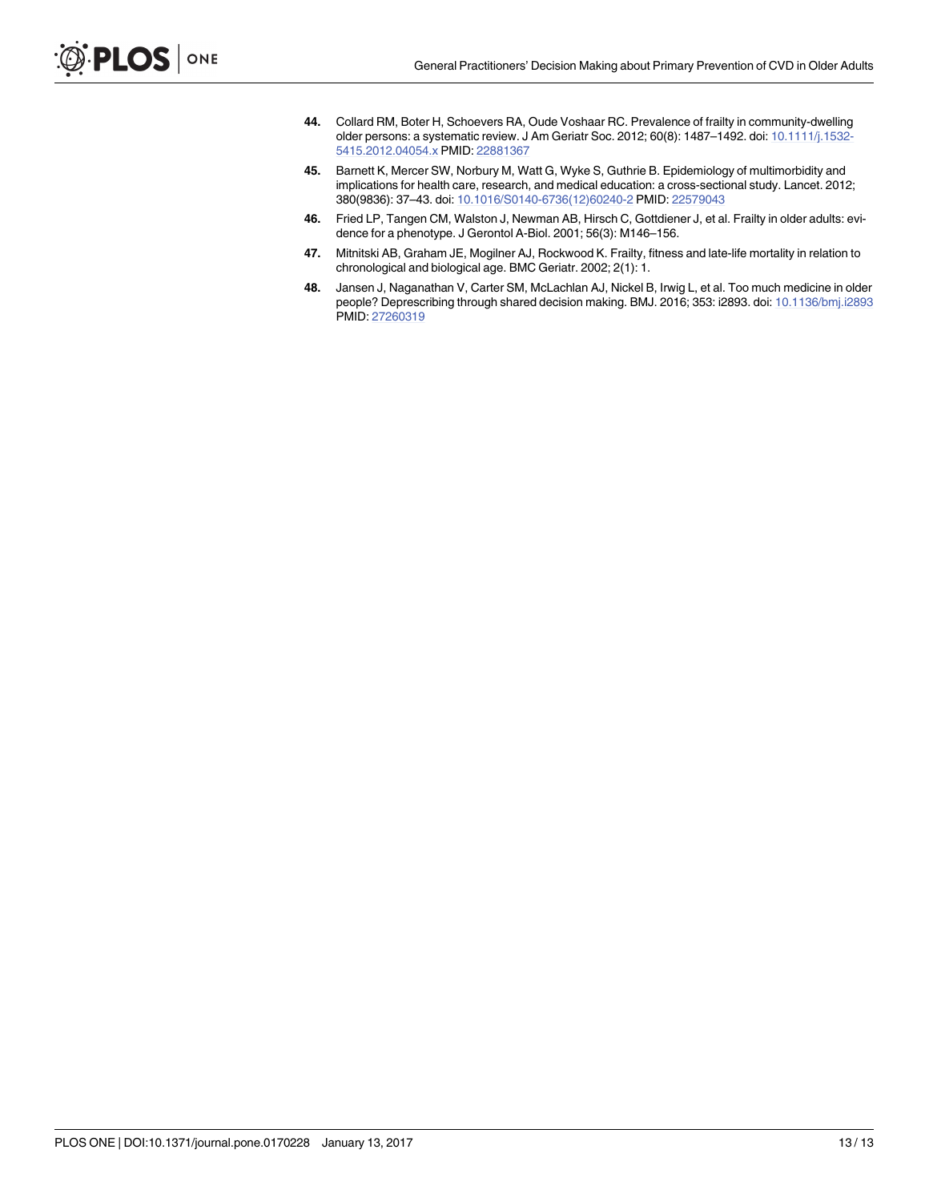44. Collard RM, Boter H, Schoevers RA, Oude Voshaar RC. Prevalence of frailty in community-dwelling older persons: a systematic review. J Am Geriatr Soc. 2012; 60(8): 1487–1492. doi: 10.1111/j.1532-5415.2012.04054.x PMID: 22881367

45. Barnett K, Mercer SW, Norbury M, Watt G, Wyke S, Guthrie B. Epidemiology of multimorbidity and implications for health care, research, and medical education: a cross-sectional study. Lancet. 2012; 380(9836): 37–43. doi: 10.1016/S0140-6736(12)60240-2 PMID: 22579043

46. Fried LP, Tangen CM, Walston J, Newman AB, Hirsch C, Gottdiener J, et al. Frailty in older adults: evidence for a phenotype. J Gerontol A-Biol. 2001; 56(3): M146–156.

47. Mitnitski AB, Graham JE, Mogilner AJ, Rockwood K. Frailty, fitness and late-life mortality in relation to chronological and biological age. BMC Geriatr. 2002; 2(1): 1.

48. Jansen J, Naganathan V, Carter SM, McLachlan AJ, Nickel B, Irwig L, et al. Too much medicine in older people? Deprescribing through shared decision making. BMJ. 2016; 353: i2893. doi: 10.1136/bmj.i2893 PMID: 27260319